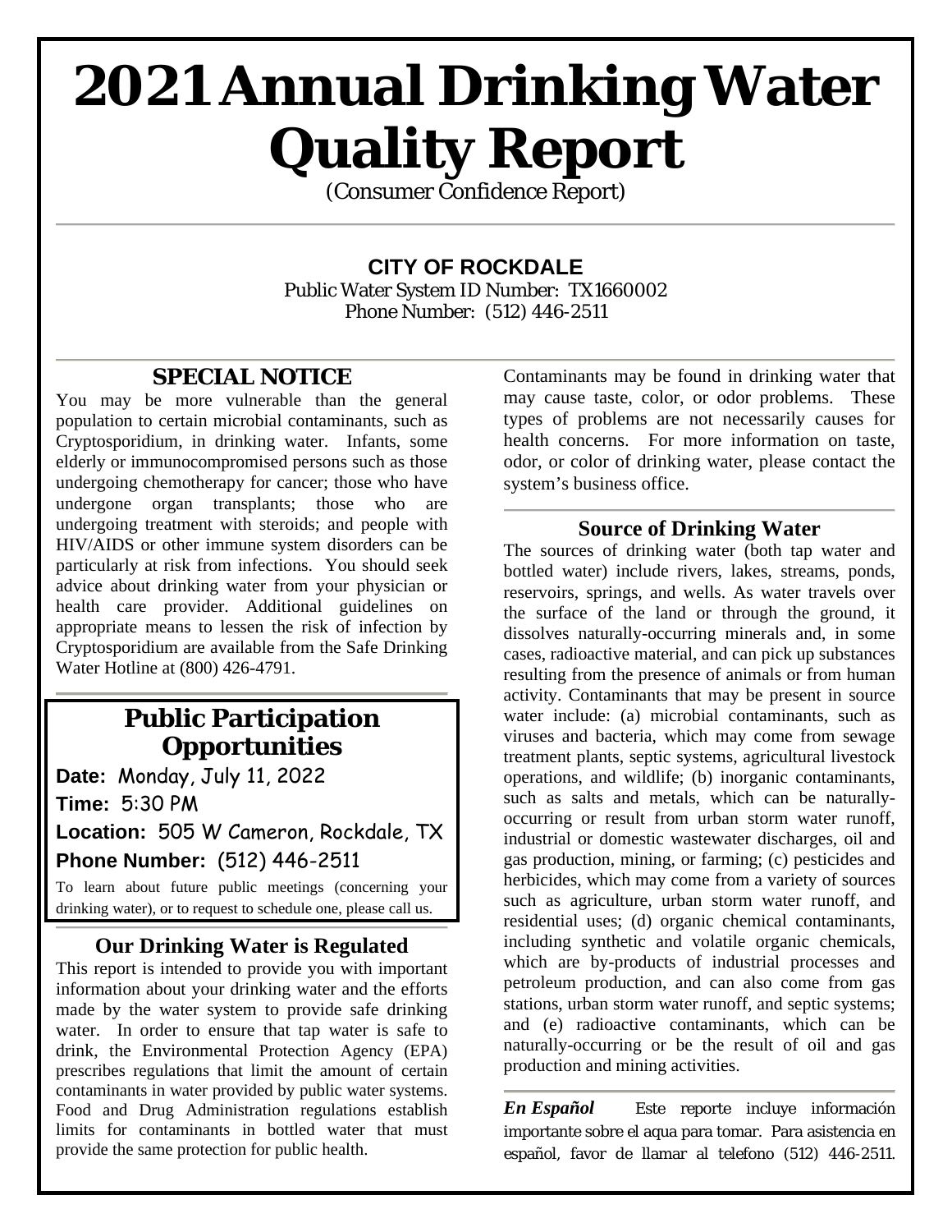# 2021 Annual Drinking Water Quality Report

(Consumer Confidence Report)

**CITY OF ROCKDALE**
Public Water System ID Number: TX1660002
Phone Number: (512) 446-2511

## SPECIAL NOTICE

You may be more vulnerable than the general population to certain microbial contaminants, such as Cryptosporidium, in drinking water. Infants, some elderly or immunocompromised persons such as those undergoing chemotherapy for cancer; those who have undergone organ transplants; those who are undergoing treatment with steroids; and people with HIV/AIDS or other immune system disorders can be particularly at risk from infections. You should seek advice about drinking water from your physician or health care provider. Additional guidelines on appropriate means to lessen the risk of infection by Cryptosporidium are available from the Safe Drinking Water Hotline at (800) 426-4791.

## Public Participation Opportunities

**Date:** Monday, July 11, 2022

**Time:** 5:30 PM

**Location:** 505 W Cameron, Rockdale, TX

**Phone Number:** (512) 446-2511

To learn about future public meetings (concerning your drinking water), or to request to schedule one, please call us.

## Our Drinking Water is Regulated

This report is intended to provide you with important information about your drinking water and the efforts made by the water system to provide safe drinking water. In order to ensure that tap water is safe to drink, the Environmental Protection Agency (EPA) prescribes regulations that limit the amount of certain contaminants in water provided by public water systems. Food and Drug Administration regulations establish limits for contaminants in bottled water that must provide the same protection for public health.

Contaminants may be found in drinking water that may cause taste, color, or odor problems. These types of problems are not necessarily causes for health concerns. For more information on taste, odor, or color of drinking water, please contact the system's business office.

## Source of Drinking Water

The sources of drinking water (both tap water and bottled water) include rivers, lakes, streams, ponds, reservoirs, springs, and wells. As water travels over the surface of the land or through the ground, it dissolves naturally-occurring minerals and, in some cases, radioactive material, and can pick up substances resulting from the presence of animals or from human activity. Contaminants that may be present in source water include: (a) microbial contaminants, such as viruses and bacteria, which may come from sewage treatment plants, septic systems, agricultural livestock operations, and wildlife; (b) inorganic contaminants, such as salts and metals, which can be naturally-occurring or result from urban storm water runoff, industrial or domestic wastewater discharges, oil and gas production, mining, or farming; (c) pesticides and herbicides, which may come from a variety of sources such as agriculture, urban storm water runoff, and residential uses; (d) organic chemical contaminants, including synthetic and volatile organic chemicals, which are by-products of industrial processes and petroleum production, and can also come from gas stations, urban storm water runoff, and septic systems; and (e) radioactive contaminants, which can be naturally-occurring or be the result of oil and gas production and mining activities.

***En Español*** Este reporte incluye información importante sobre el aqua para tomar. Para asistencia en español, favor de llamar al telefono (512) 446-2511.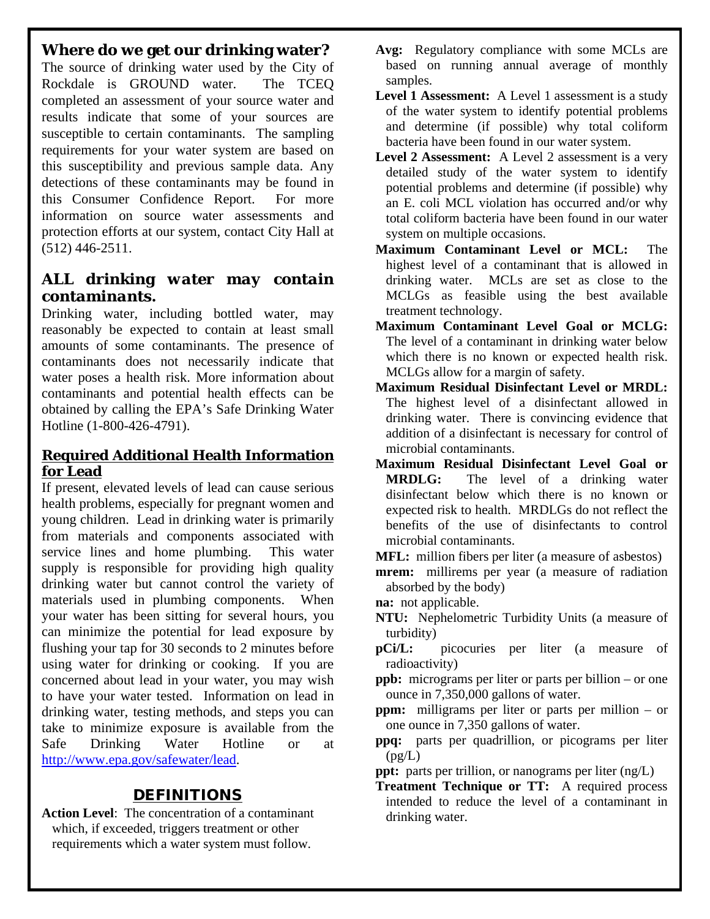## Where do we get our drinking water?

The source of drinking water used by the City of Rockdale is GROUND water. The TCEQ completed an assessment of your source water and results indicate that some of your sources are susceptible to certain contaminants. The sampling requirements for your water system are based on this susceptibility and previous sample data. Any detections of these contaminants may be found in this Consumer Confidence Report. For more information on source water assessments and protection efforts at our system, contact City Hall at (512) 446-2511.

## *ALL drinking water may contain contaminants.*

Drinking water, including bottled water, may reasonably be expected to contain at least small amounts of some contaminants. The presence of contaminants does not necessarily indicate that water poses a health risk. More information about contaminants and potential health effects can be obtained by calling the EPA's Safe Drinking Water Hotline (1-800-426-4791).

## Required Additional Health Information for Lead

If present, elevated levels of lead can cause serious health problems, especially for pregnant women and young children. Lead in drinking water is primarily from materials and components associated with service lines and home plumbing. This water supply is responsible for providing high quality drinking water but cannot control the variety of materials used in plumbing components. When your water has been sitting for several hours, you can minimize the potential for lead exposure by flushing your tap for 30 seconds to 2 minutes before using water for drinking or cooking. If you are concerned about lead in your water, you may wish to have your water tested. Information on lead in drinking water, testing methods, and steps you can take to minimize exposure is available from the Safe Drinking Water Hotline or at http://www.epa.gov/safewater/lead.

## DEFINITIONS

**Action Level**: The concentration of a contaminant which, if exceeded, triggers treatment or other requirements which a water system must follow.

**Avg:** Regulatory compliance with some MCLs are based on running annual average of monthly samples.

**Level 1 Assessment:** A Level 1 assessment is a study of the water system to identify potential problems and determine (if possible) why total coliform bacteria have been found in our water system.

**Level 2 Assessment:** A Level 2 assessment is a very detailed study of the water system to identify potential problems and determine (if possible) why an E. coli MCL violation has occurred and/or why total coliform bacteria have been found in our water system on multiple occasions.

**Maximum Contaminant Level or MCL:** The highest level of a contaminant that is allowed in drinking water. MCLs are set as close to the MCLGs as feasible using the best available treatment technology.

**Maximum Contaminant Level Goal or MCLG:** The level of a contaminant in drinking water below which there is no known or expected health risk. MCLGs allow for a margin of safety.

**Maximum Residual Disinfectant Level or MRDL:** The highest level of a disinfectant allowed in drinking water. There is convincing evidence that addition of a disinfectant is necessary for control of microbial contaminants.

**Maximum Residual Disinfectant Level Goal or MRDLG:** The level of a drinking water disinfectant below which there is no known or expected risk to health. MRDLGs do not reflect the benefits of the use of disinfectants to control microbial contaminants.

**MFL:** million fibers per liter (a measure of asbestos)

**mrem:** millirems per year (a measure of radiation absorbed by the body)

**na:** not applicable.

**NTU:** Nephelometric Turbidity Units (a measure of turbidity)

**pCi/L:** picocuries per liter (a measure of radioactivity)

**ppb:** micrograms per liter or parts per billion – or one ounce in 7,350,000 gallons of water.

**ppm:** milligrams per liter or parts per million – or one ounce in 7,350 gallons of water.

**ppq:** parts per quadrillion, or picograms per liter (pg/L)

**ppt:** parts per trillion, or nanograms per liter (ng/L)

**Treatment Technique or TT:** A required process intended to reduce the level of a contaminant in drinking water.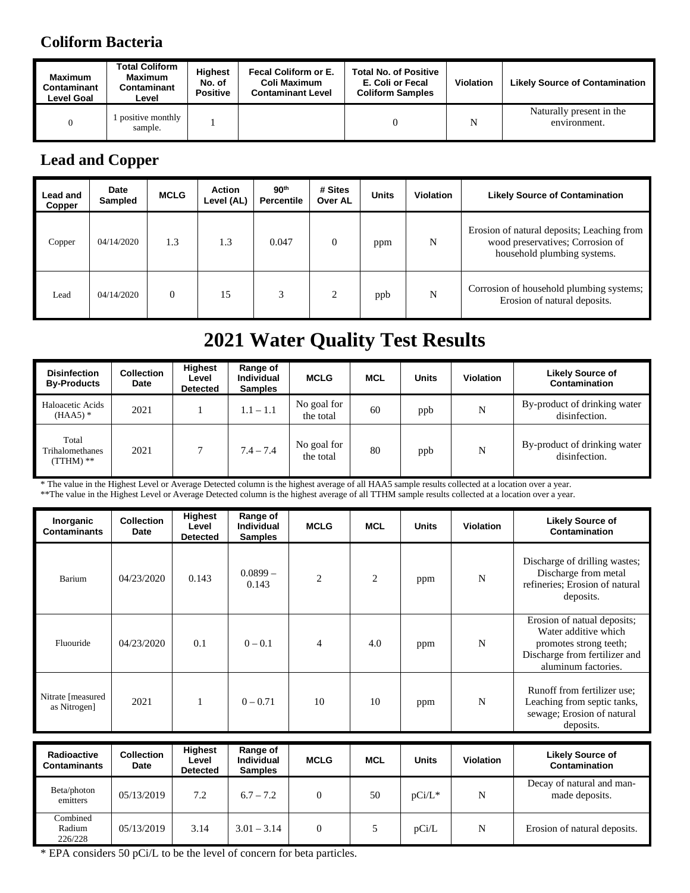## Coliform Bacteria

| Maximum Contaminant Level Goal | Total Coliform Maximum Contaminant Level | Highest No. of Positive | Fecal Coliform or E. Coli Maximum Contaminant Level | Total No. of Positive E. Coli or Fecal Coliform Samples | Violation | Likely Source of Contamination |
|---|---|---|---|---|---|---|
| 0 | 1 positive monthly sample. | 1 | | 0 | N | Naturally present in the environment. |

## Lead and Copper

| Lead and Copper | Date Sampled | MCLG | Action Level (AL) | 90th Percentile | # Sites Over AL | Units | Violation | Likely Source of Contamination |
|---|---|---|---|---|---|---|---|---|
| Copper | 04/14/2020 | 1.3 | 1.3 | 0.047 | 0 | ppm | N | Erosion of natural deposits; Leaching from wood preservatives; Corrosion of household plumbing systems. |
| Lead | 04/14/2020 | 0 | 15 | 3 | 2 | ppb | N | Corrosion of household plumbing systems; Erosion of natural deposits. |

# 2021 Water Quality Test Results

| Disinfection By-Products | Collection Date | Highest Level Detected | Range of Individual Samples | MCLG | MCL | Units | Violation | Likely Source of Contamination |
|---|---|---|---|---|---|---|---|---|
| Haloacetic Acids (HAA5) * | 2021 | 1 | 1.1 – 1.1 | No goal for the total | 60 | ppb | N | By-product of drinking water disinfection. |
| Total Trihalomethanes (TTHM) ** | 2021 | 7 | 7.4 – 7.4 | No goal for the total | 80 | ppb | N | By-product of drinking water disinfection. |

* The value in the Highest Level or Average Detected column is the highest average of all HAA5 sample results collected at a location over a year.
**The value in the Highest Level or Average Detected column is the highest average of all TTHM sample results collected at a location over a year.

| Inorganic Contaminants | Collection Date | Highest Level Detected | Range of Individual Samples | MCLG | MCL | Units | Violation | Likely Source of Contamination |
|---|---|---|---|---|---|---|---|---|
| Barium | 04/23/2020 | 0.143 | 0.0899 – 0.143 | 2 | 2 | ppm | N | Discharge of drilling wastes; Discharge from metal refineries; Erosion of natural deposits. |
| Fluouride | 04/23/2020 | 0.1 | 0 – 0.1 | 4 | 4.0 | ppm | N | Erosion of natual deposits; Water additive which promotes strong teeth; Discharge from fertilizer and aluminum factories. |
| Nitrate [measured as Nitrogen] | 2021 | 1 | 0 – 0.71 | 10 | 10 | ppm | N | Runoff from fertilizer use; Leaching from septic tanks, sewage; Erosion of natural deposits. |

| Radioactive Contaminants | Collection Date | Highest Level Detected | Range of Individual Samples | MCLG | MCL | Units | Violation | Likely Source of Contamination |
|---|---|---|---|---|---|---|---|---|
| Beta/photon emitters | 05/13/2019 | 7.2 | 6.7 – 7.2 | 0 | 50 | pCi/L* | N | Decay of natural and man-made deposits. |
| Combined Radium 226/228 | 05/13/2019 | 3.14 | 3.01 – 3.14 | 0 | 5 | pCi/L | N | Erosion of natural deposits. |

* EPA considers 50 pCi/L to be the level of concern for beta particles.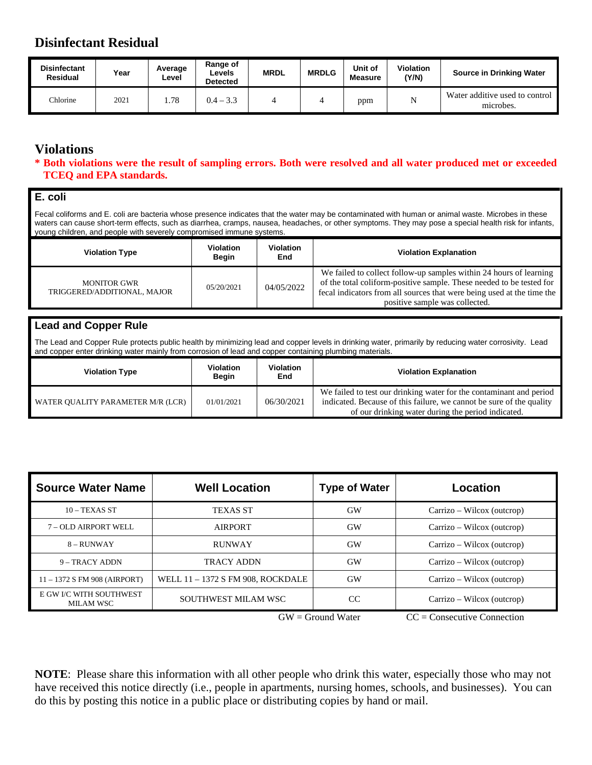## Disinfectant Residual

| Disinfectant Residual | Year | Average Level | Range of Levels Detected | MRDL | MRDLG | Unit of Measure | Violation (Y/N) | Source in Drinking Water |
|---|---|---|---|---|---|---|---|---|
| Chlorine | 2021 | 1.78 | 0.4 – 3.3 | 4 | 4 | ppm | N | Water additive used to control microbes. |

## Violations

**\* Both violations were the result of sampling errors. Both were resolved and all water produced met or exceeded TCEQ and EPA standards.**

### E. coli

Fecal coliforms and E. coli are bacteria whose presence indicates that the water may be contaminated with human or animal waste. Microbes in these waters can cause short-term effects, such as diarrhea, cramps, nausea, headaches, or other symptoms. They may pose a special health risk for infants, young children, and people with severely compromised immune systems.

| Violation Type | Violation Begin | Violation End | Violation Explanation |
|---|---|---|---|
| MONITOR GWR TRIGGERED/ADDITIONAL, MAJOR | 05/20/2021 | 04/05/2022 | We failed to collect follow-up samples within 24 hours of learning of the total coliform-positive sample. These needed to be tested for fecal indicators from all sources that were being used at the time the positive sample was collected. |

### Lead and Copper Rule

The Lead and Copper Rule protects public health by minimizing lead and copper levels in drinking water, primarily by reducing water corrosivity. Lead and copper enter drinking water mainly from corrosion of lead and copper containing plumbing materials.

| Violation Type | Violation Begin | Violation End | Violation Explanation |
|---|---|---|---|
| WATER QUALITY PARAMETER M/R (LCR) | 01/01/2021 | 06/30/2021 | We failed to test our drinking water for the contaminant and period indicated. Because of this failure, we cannot be sure of the quality of our drinking water during the period indicated. |

| Source Water Name | Well Location | Type of Water | Location |
|---|---|---|---|
| 10 – TEXAS ST | TEXAS ST | GW | Carrizo – Wilcox (outcrop) |
| 7 – OLD AIRPORT WELL | AIRPORT | GW | Carrizo – Wilcox (outcrop) |
| 8 – RUNWAY | RUNWAY | GW | Carrizo – Wilcox (outcrop) |
| 9 – TRACY ADDN | TRACY ADDN | GW | Carrizo – Wilcox (outcrop) |
| 11 – 1372 S FM 908 (AIRPORT) | WELL 11 – 1372 S FM 908, ROCKDALE | GW | Carrizo – Wilcox (outcrop) |
| E GW I/C WITH SOUTHWEST MILAM WSC | SOUTHWEST MILAM WSC | CC | Carrizo – Wilcox (outcrop) |

GW = Ground Water CC = Consecutive Connection

**NOTE**: Please share this information with all other people who drink this water, especially those who may not have received this notice directly (i.e., people in apartments, nursing homes, schools, and businesses). You can do this by posting this notice in a public place or distributing copies by hand or mail.